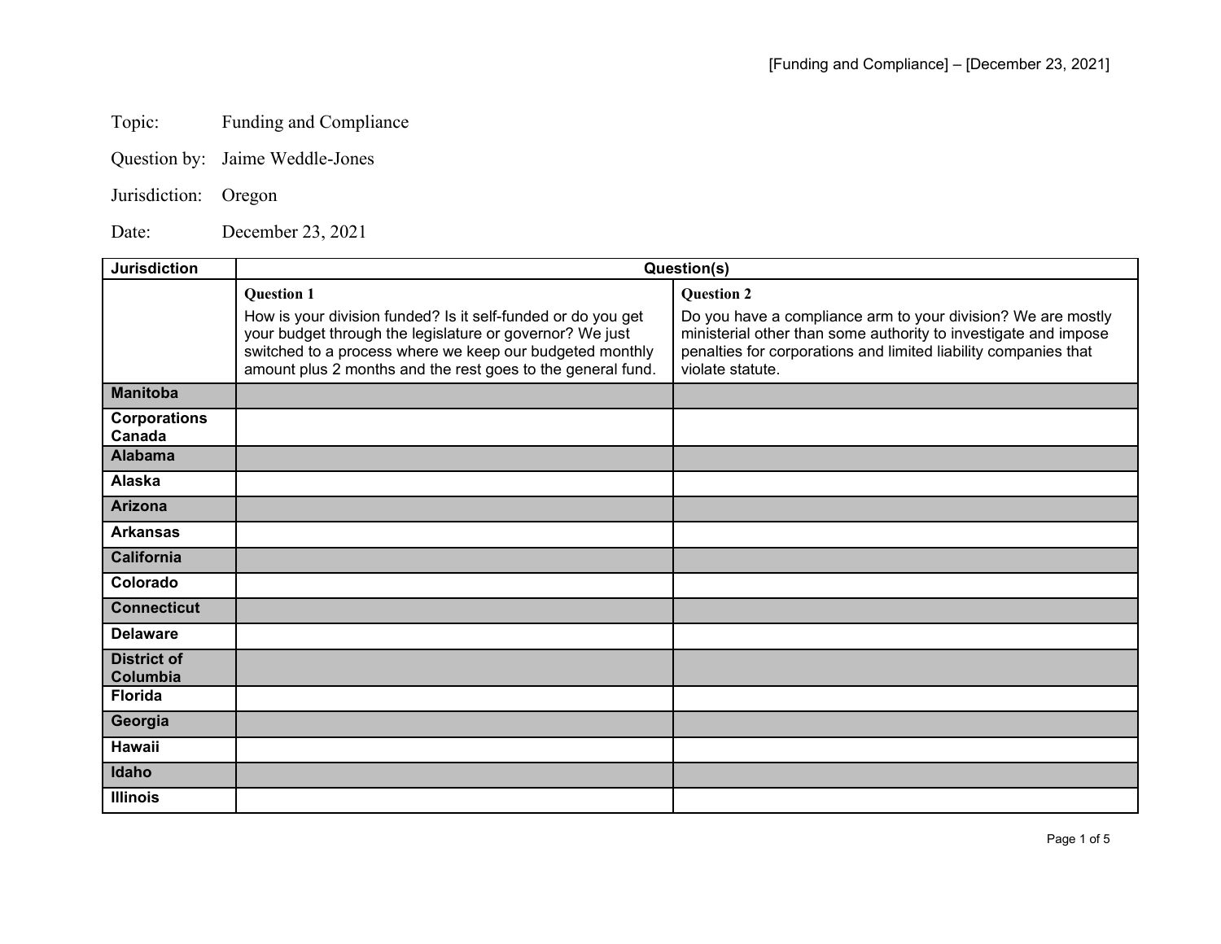Topic: Funding and Compliance

Question by: Jaime Weddle-Jones

Jurisdiction: Oregon

Date: December 23, 2021

| Jurisdiction | Question(s) | |
|---|---|---|
| | **Question 1**<br>How is your division funded? Is it self-funded or do you get your budget through the legislature or governor? We just switched to a process where we keep our budgeted monthly amount plus 2 months and the rest goes to the general fund. | **Question 2**<br>Do you have a compliance arm to your division? We are mostly ministerial other than some authority to investigate and impose penalties for corporations and limited liability companies that violate statute. |
| **Manitoba** | | |
| **Corporations Canada** | | |
| **Alabama** | | |
| **Alaska** | | |
| **Arizona** | | |
| **Arkansas** | | |
| **California** | | |
| **Colorado** | | |
| **Connecticut** | | |
| **Delaware** | | |
| **District of Columbia** | | |
| **Florida** | | |
| **Georgia** | | |
| **Hawaii** | | |
| **Idaho** | | |
| **Illinois** | | |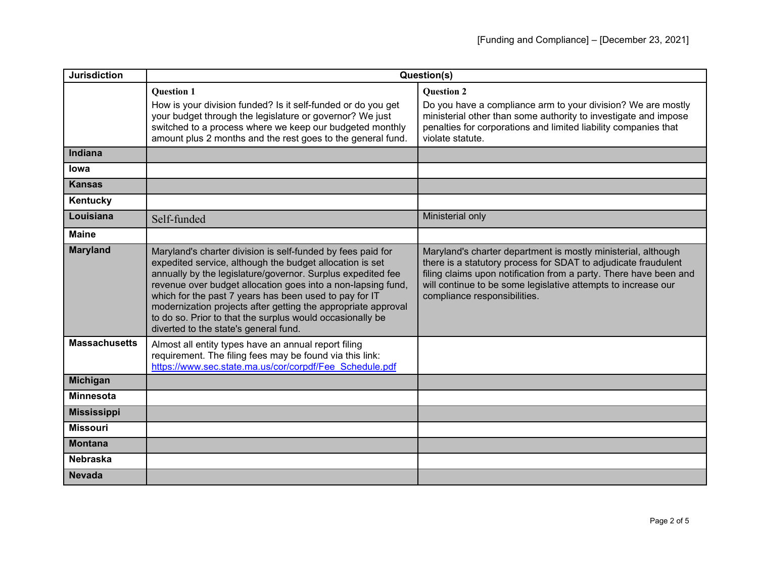| Jurisdiction | Question(s) | |
|---|---|---|
| | **Question 1**<br>How is your division funded? Is it self-funded or do you get your budget through the legislature or governor? We just switched to a process where we keep our budgeted monthly amount plus 2 months and the rest goes to the general fund. | **Question 2**<br>Do you have a compliance arm to your division? We are mostly ministerial other than some authority to investigate and impose penalties for corporations and limited liability companies that violate statute. |
| **Indiana** | | |
| **Iowa** | | |
| **Kansas** | | |
| **Kentucky** | | |
| **Louisiana** | Self-funded | Ministerial only |
| **Maine** | | |
| **Maryland** | Maryland's charter division is self-funded by fees paid for expedited service, although the budget allocation is set annually by the legislature/governor. Surplus expedited fee revenue over budget allocation goes into a non-lapsing fund, which for the past 7 years has been used to pay for IT modernization projects after getting the appropriate approval to do so. Prior to that the surplus would occasionally be diverted to the state's general fund. | Maryland's charter department is mostly ministerial, although there is a statutory process for SDAT to adjudicate fraudulent filing claims upon notification from a party. There have been and will continue to be some legislative attempts to increase our compliance responsibilities. |
| **Massachusetts** | Almost all entity types have an annual report filing requirement. The filing fees may be found via this link: [https://www.sec.state.ma.us/cor/corpdf/Fee_Schedule.pdf](https://www.sec.state.ma.us/cor/corpdf/Fee_Schedule.pdf) | |
| **Michigan** | | |
| **Minnesota** | | |
| **Mississippi** | | |
| **Missouri** | | |
| **Montana** | | |
| **Nebraska** | | |
| **Nevada** | | |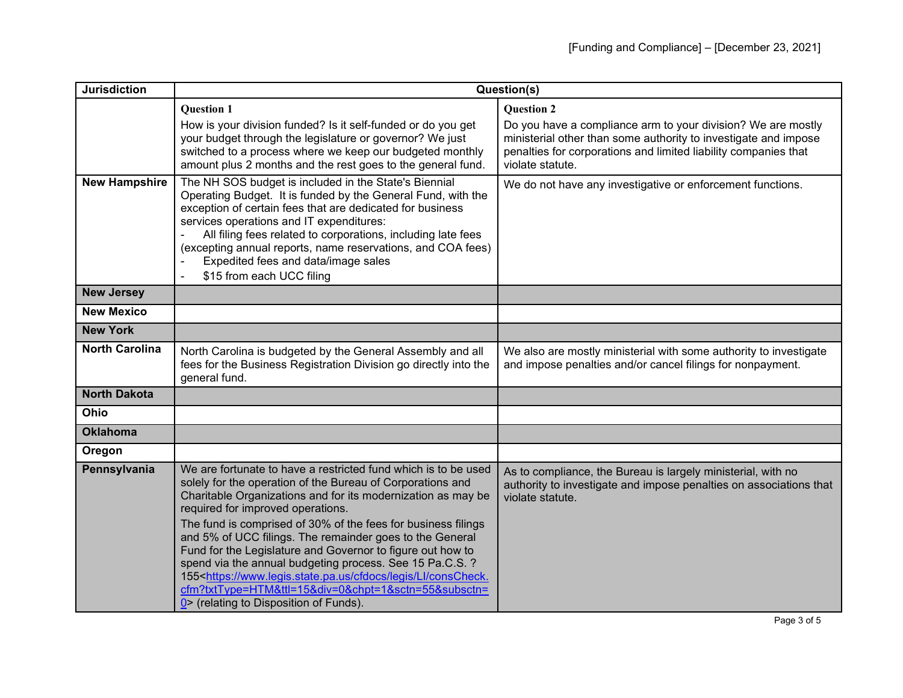| Jurisdiction | Question(s) | |
|---|---|---|
| | **Question 1**<br>How is your division funded? Is it self-funded or do you get your budget through the legislature or governor? We just switched to a process where we keep our budgeted monthly amount plus 2 months and the rest goes to the general fund. | **Question 2**<br>Do you have a compliance arm to your division? We are mostly ministerial other than some authority to investigate and impose penalties for corporations and limited liability companies that violate statute. |
| **New Hampshire** | The NH SOS budget is included in the State's Biennial Operating Budget. It is funded by the General Fund, with the exception of certain fees that are dedicated for business services operations and IT expenditures:<br>- All filing fees related to corporations, including late fees (excepting annual reports, name reservations, and COA fees)<br>- Expedited fees and data/image sales<br>- $15 from each UCC filing | We do not have any investigative or enforcement functions. |
| **New Jersey** | | |
| **New Mexico** | | |
| **New York** | | |
| **North Carolina** | North Carolina is budgeted by the General Assembly and all fees for the Business Registration Division go directly into the general fund. | We also are mostly ministerial with some authority to investigate and impose penalties and/or cancel filings for nonpayment. |
| **North Dakota** | | |
| **Ohio** | | |
| **Oklahoma** | | |
| **Oregon** | | |
| **Pennsylvania** | We are fortunate to have a restricted fund which is to be used solely for the operation of the Bureau of Corporations and Charitable Organizations and for its modernization as may be required for improved operations.<br>The fund is comprised of 30% of the fees for business filings and 5% of UCC filings. The remainder goes to the General Fund for the Legislature and Governor to figure out how to spend via the annual budgeting process. See 15 Pa.C.S. ? 155<https://www.legis.state.pa.us/cfdocs/legis/LI/consCheck.cfm?txtType=HTM&ttl=15&div=0&chpt=1&sctn=55&subsctn=0> (relating to Disposition of Funds). | As to compliance, the Bureau is largely ministerial, with no authority to investigate and impose penalties on associations that violate statute. |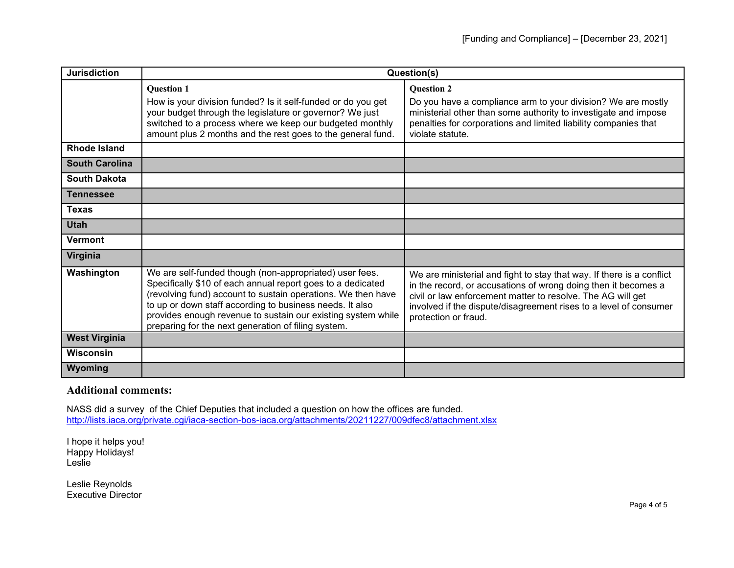| Jurisdiction | Question(s) | |
|---|---|---|
| | **Question 1**<br>How is your division funded? Is it self-funded or do you get your budget through the legislature or governor? We just switched to a process where we keep our budgeted monthly amount plus 2 months and the rest goes to the general fund. | **Question 2**<br>Do you have a compliance arm to your division? We are mostly ministerial other than some authority to investigate and impose penalties for corporations and limited liability companies that violate statute. |
| **Rhode Island** | | |
| **South Carolina** | | |
| **South Dakota** | | |
| **Tennessee** | | |
| **Texas** | | |
| **Utah** | | |
| **Vermont** | | |
| **Virginia** | | |
| **Washington** | We are self-funded though (non-appropriated) user fees. Specifically $10 of each annual report goes to a dedicated (revolving fund) account to sustain operations. We then have to up or down staff according to business needs. It also provides enough revenue to sustain our existing system while preparing for the next generation of filing system. | We are ministerial and fight to stay that way. If there is a conflict in the record, or accusations of wrong doing then it becomes a civil or law enforcement matter to resolve. The AG will get involved if the dispute/disagreement rises to a level of consumer protection or fraud. |
| **West Virginia** | | |
| **Wisconsin** | | |
| **Wyoming** | | |

## Additional comments:

NASS did a survey of the Chief Deputies that included a question on how the offices are funded.
http://lists.iaca.org/private.cgi/iaca-section-bos-iaca.org/attachments/20211227/009dfec8/attachment.xlsx

I hope it helps you!
Happy Holidays!
Leslie

Leslie Reynolds
Executive Director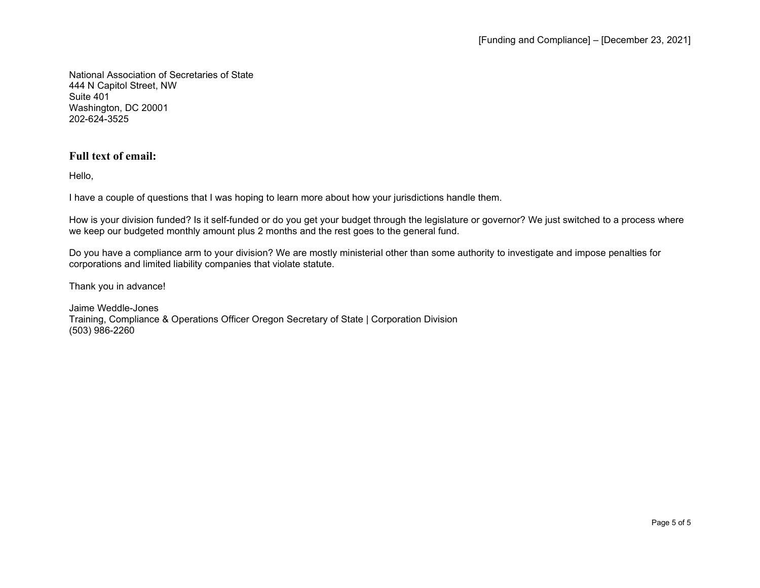National Association of Secretaries of State
444 N Capitol Street, NW
Suite 401
Washington, DC 20001
202-624-3525

## Full text of email:

Hello,

I have a couple of questions that I was hoping to learn more about how your jurisdictions handle them.

How is your division funded? Is it self-funded or do you get your budget through the legislature or governor? We just switched to a process where we keep our budgeted monthly amount plus 2 months and the rest goes to the general fund.

Do you have a compliance arm to your division? We are mostly ministerial other than some authority to investigate and impose penalties for corporations and limited liability companies that violate statute.

Thank you in advance!

Jaime Weddle-Jones
Training, Compliance & Operations Officer Oregon Secretary of State | Corporation Division
(503) 986-2260